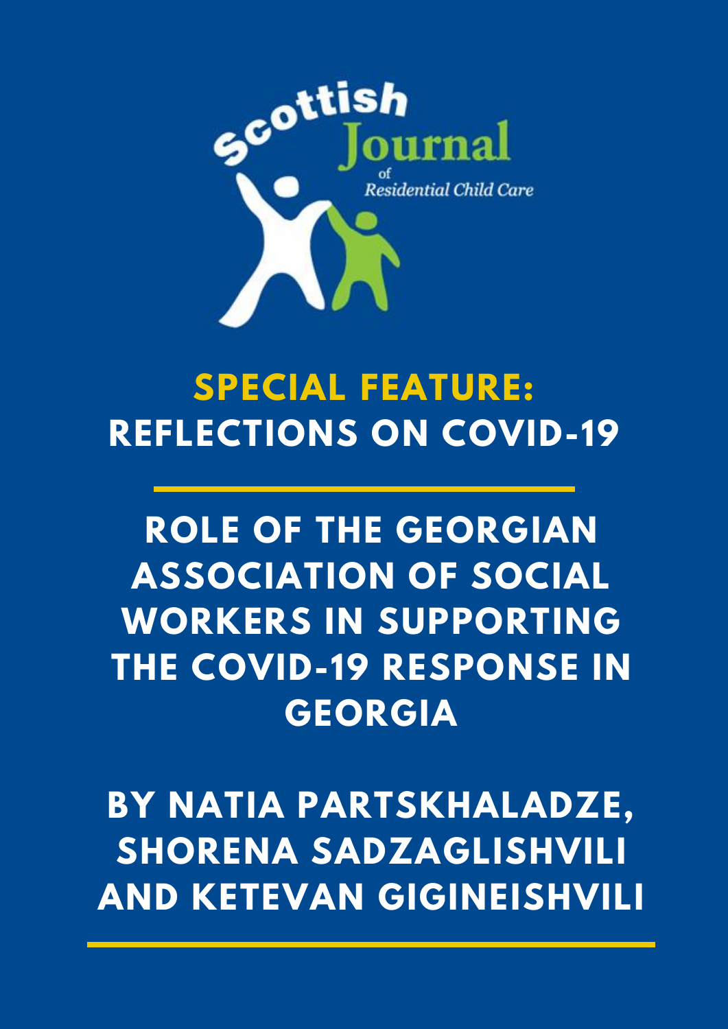Scottish Journal of Residential Child Care

## SPECIAL FEATURE: REFLECTIONS ON COVID-19

# ROLE OF THE GEORGIAN ASSOCIATION OF SOCIAL WORKERS IN SUPPORTING THE COVID-19 RESPONSE IN GEORGIA

**BY NATIA PARTSKHALADZE, SHORENA SADZAGLISHVILI AND KETEVAN GIGINEISHVILI**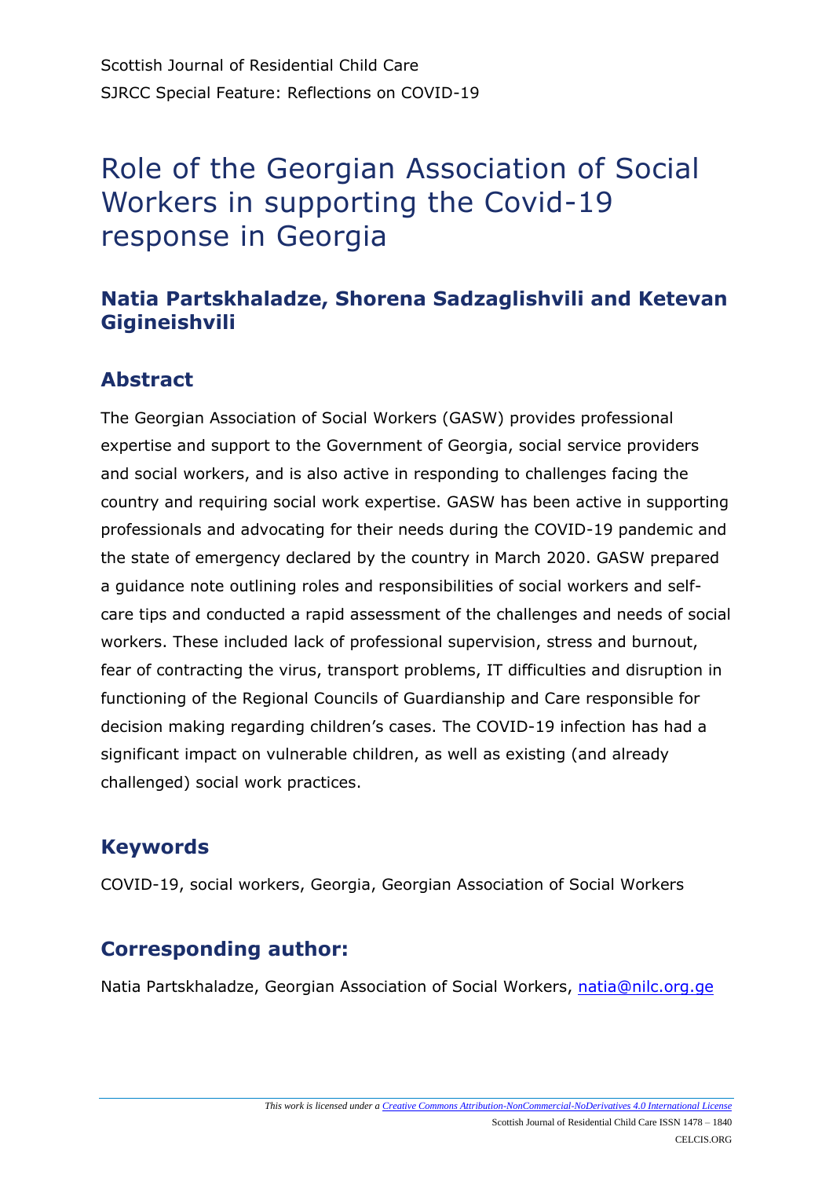Scottish Journal of Residential Child Care

SJRCC Special Feature: Reflections on COVID-19

# Role of the Georgian Association of Social Workers in supporting the Covid-19 response in Georgia

## Natia Partskhaladze, Shorena Sadzaglishvili and Ketevan Gigineishvili

## Abstract

The Georgian Association of Social Workers (GASW) provides professional expertise and support to the Government of Georgia, social service providers and social workers, and is also active in responding to challenges facing the country and requiring social work expertise. GASW has been active in supporting professionals and advocating for their needs during the COVID-19 pandemic and the state of emergency declared by the country in March 2020. GASW prepared a guidance note outlining roles and responsibilities of social workers and self-care tips and conducted a rapid assessment of the challenges and needs of social workers. These included lack of professional supervision, stress and burnout, fear of contracting the virus, transport problems, IT difficulties and disruption in functioning of the Regional Councils of Guardianship and Care responsible for decision making regarding children's cases. The COVID-19 infection has had a significant impact on vulnerable children, as well as existing (and already challenged) social work practices.

## Keywords

COVID-19, social workers, Georgia, Georgian Association of Social Workers

## Corresponding author:

Natia Partskhaladze, Georgian Association of Social Workers, natia@nilc.org.ge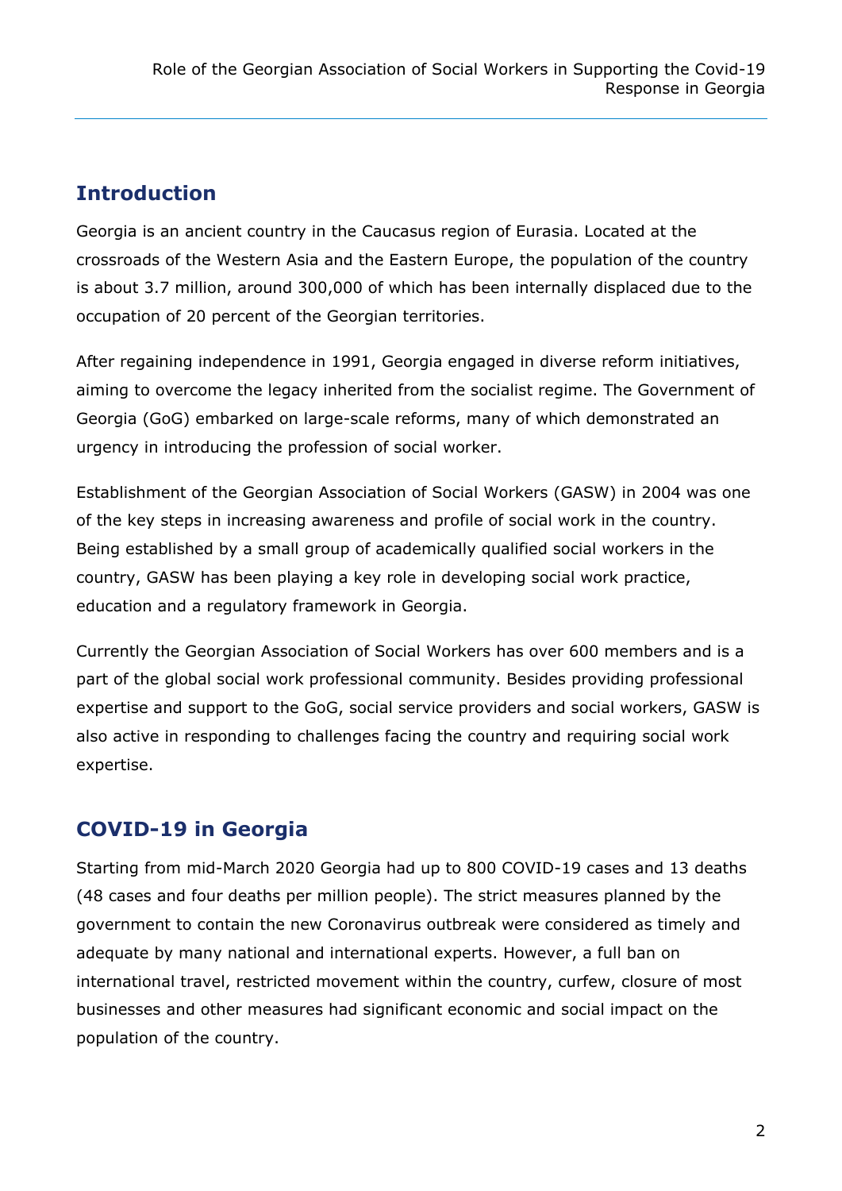## Introduction

Georgia is an ancient country in the Caucasus region of Eurasia. Located at the crossroads of the Western Asia and the Eastern Europe, the population of the country is about 3.7 million, around 300,000 of which has been internally displaced due to the occupation of 20 percent of the Georgian territories.

After regaining independence in 1991, Georgia engaged in diverse reform initiatives, aiming to overcome the legacy inherited from the socialist regime. The Government of Georgia (GoG) embarked on large-scale reforms, many of which demonstrated an urgency in introducing the profession of social worker.

Establishment of the Georgian Association of Social Workers (GASW) in 2004 was one of the key steps in increasing awareness and profile of social work in the country. Being established by a small group of academically qualified social workers in the country, GASW has been playing a key role in developing social work practice, education and a regulatory framework in Georgia.

Currently the Georgian Association of Social Workers has over 600 members and is a part of the global social work professional community. Besides providing professional expertise and support to the GoG, social service providers and social workers, GASW is also active in responding to challenges facing the country and requiring social work expertise.

## COVID-19 in Georgia

Starting from mid-March 2020 Georgia had up to 800 COVID-19 cases and 13 deaths (48 cases and four deaths per million people). The strict measures planned by the government to contain the new Coronavirus outbreak were considered as timely and adequate by many national and international experts. However, a full ban on international travel, restricted movement within the country, curfew, closure of most businesses and other measures had significant economic and social impact on the population of the country.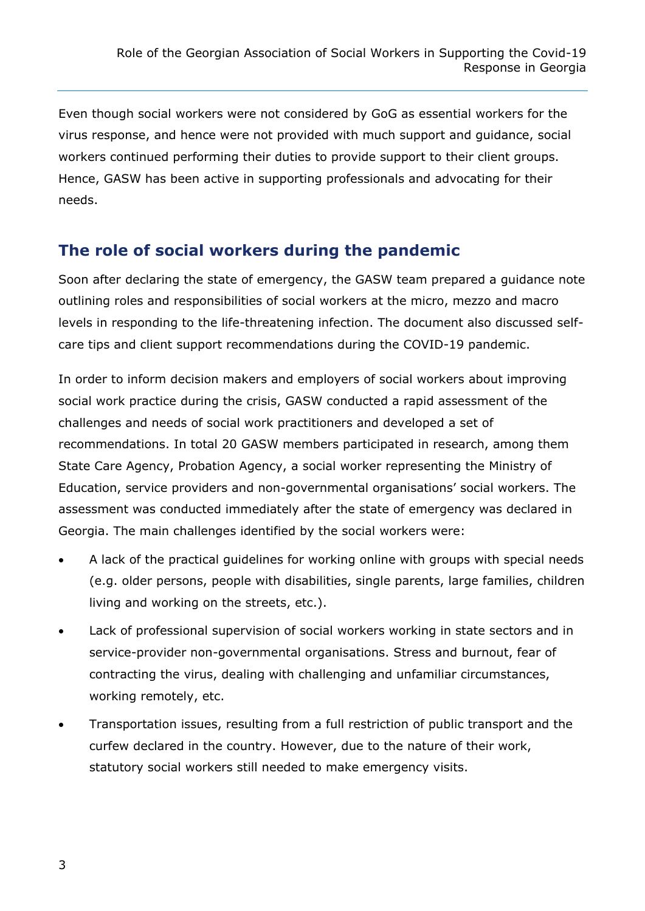Even though social workers were not considered by GoG as essential workers for the virus response, and hence were not provided with much support and guidance, social workers continued performing their duties to provide support to their client groups. Hence, GASW has been active in supporting professionals and advocating for their needs.

## The role of social workers during the pandemic

Soon after declaring the state of emergency, the GASW team prepared a guidance note outlining roles and responsibilities of social workers at the micro, mezzo and macro levels in responding to the life-threatening infection. The document also discussed self-care tips and client support recommendations during the COVID-19 pandemic.

In order to inform decision makers and employers of social workers about improving social work practice during the crisis, GASW conducted a rapid assessment of the challenges and needs of social work practitioners and developed a set of recommendations. In total 20 GASW members participated in research, among them State Care Agency, Probation Agency, a social worker representing the Ministry of Education, service providers and non-governmental organisations' social workers. The assessment was conducted immediately after the state of emergency was declared in Georgia. The main challenges identified by the social workers were:

- A lack of the practical guidelines for working online with groups with special needs (e.g. older persons, people with disabilities, single parents, large families, children living and working on the streets, etc.).
- Lack of professional supervision of social workers working in state sectors and in service-provider non-governmental organisations. Stress and burnout, fear of contracting the virus, dealing with challenging and unfamiliar circumstances, working remotely, etc.
- Transportation issues, resulting from a full restriction of public transport and the curfew declared in the country. However, due to the nature of their work, statutory social workers still needed to make emergency visits.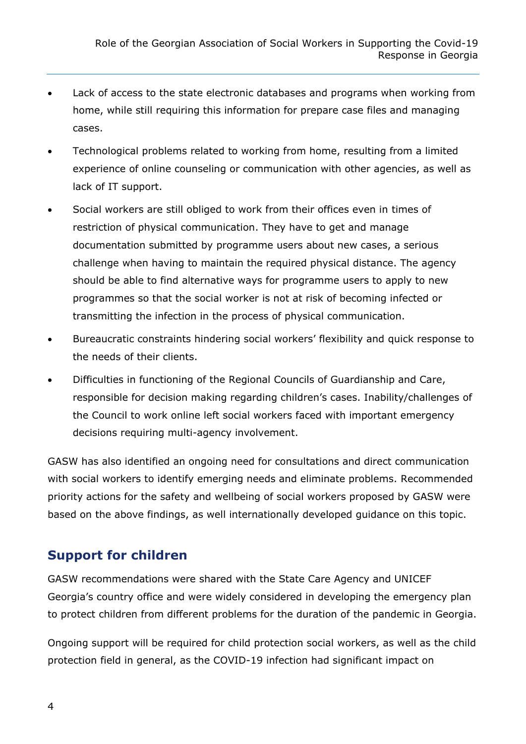- Lack of access to the state electronic databases and programs when working from home, while still requiring this information for prepare case files and managing cases.
- Technological problems related to working from home, resulting from a limited experience of online counseling or communication with other agencies, as well as lack of IT support.
- Social workers are still obliged to work from their offices even in times of restriction of physical communication. They have to get and manage documentation submitted by programme users about new cases, a serious challenge when having to maintain the required physical distance. The agency should be able to find alternative ways for programme users to apply to new programmes so that the social worker is not at risk of becoming infected or transmitting the infection in the process of physical communication.
- Bureaucratic constraints hindering social workers' flexibility and quick response to the needs of their clients.
- Difficulties in functioning of the Regional Councils of Guardianship and Care, responsible for decision making regarding children's cases. Inability/challenges of the Council to work online left social workers faced with important emergency decisions requiring multi-agency involvement.

GASW has also identified an ongoing need for consultations and direct communication with social workers to identify emerging needs and eliminate problems. Recommended priority actions for the safety and wellbeing of social workers proposed by GASW were based on the above findings, as well internationally developed guidance on this topic.

## Support for children

GASW recommendations were shared with the State Care Agency and UNICEF Georgia's country office and were widely considered in developing the emergency plan to protect children from different problems for the duration of the pandemic in Georgia.

Ongoing support will be required for child protection social workers, as well as the child protection field in general, as the COVID-19 infection had significant impact on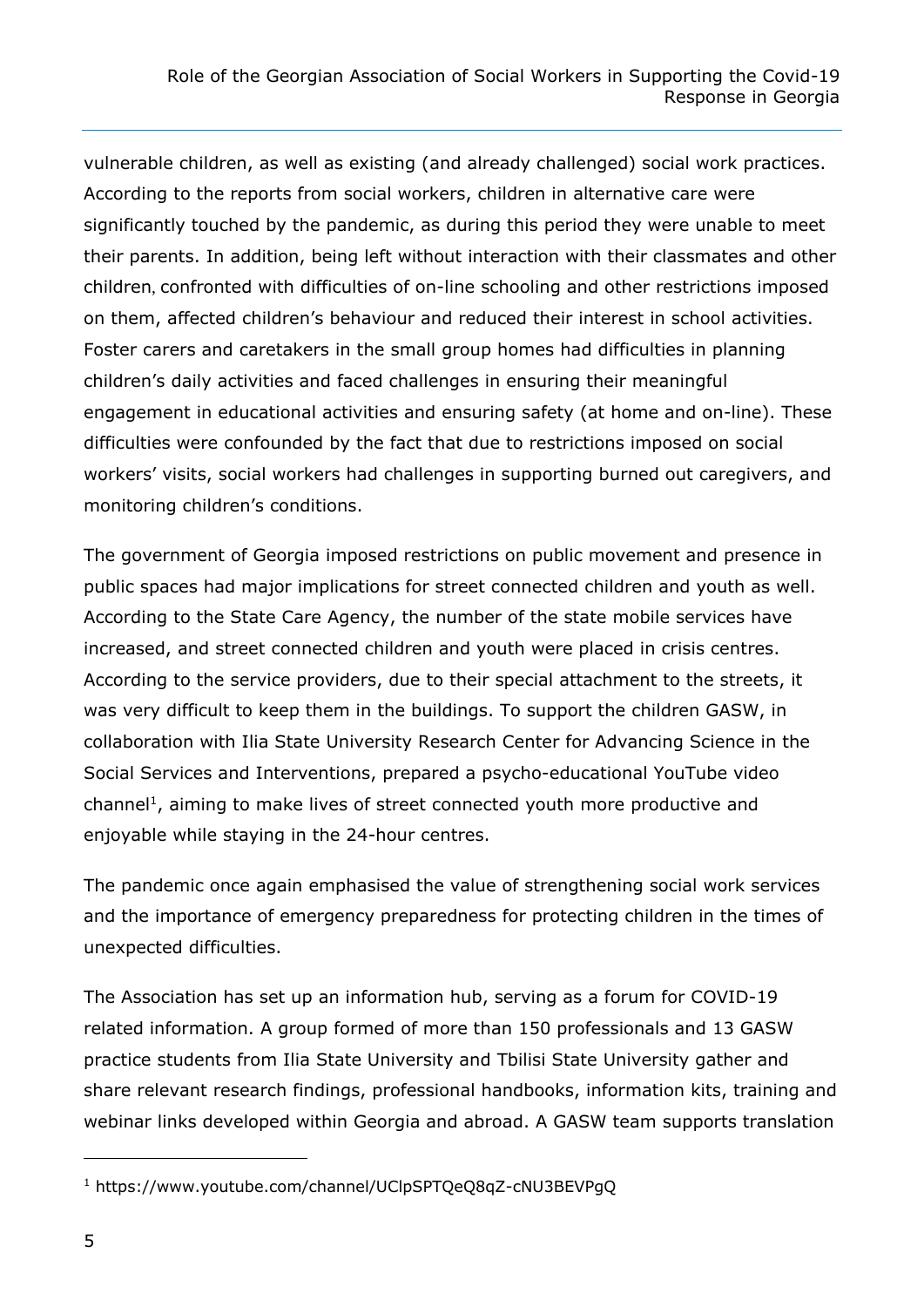vulnerable children, as well as existing (and already challenged) social work practices. According to the reports from social workers, children in alternative care were significantly touched by the pandemic, as during this period they were unable to meet their parents. In addition, being left without interaction with their classmates and other children, confronted with difficulties of on-line schooling and other restrictions imposed on them, affected children's behaviour and reduced their interest in school activities. Foster carers and caretakers in the small group homes had difficulties in planning children's daily activities and faced challenges in ensuring their meaningful engagement in educational activities and ensuring safety (at home and on-line). These difficulties were confounded by the fact that due to restrictions imposed on social workers' visits, social workers had challenges in supporting burned out caregivers, and monitoring children's conditions.

The government of Georgia imposed restrictions on public movement and presence in public spaces had major implications for street connected children and youth as well. According to the State Care Agency, the number of the state mobile services have increased, and street connected children and youth were placed in crisis centres. According to the service providers, due to their special attachment to the streets, it was very difficult to keep them in the buildings. To support the children GASW, in collaboration with Ilia State University Research Center for Advancing Science in the Social Services and Interventions, prepared a psycho-educational YouTube video channel[1], aiming to make lives of street connected youth more productive and enjoyable while staying in the 24-hour centres.

The pandemic once again emphasised the value of strengthening social work services and the importance of emergency preparedness for protecting children in the times of unexpected difficulties.

The Association has set up an information hub, serving as a forum for COVID-19 related information. A group formed of more than 150 professionals and 13 GASW practice students from Ilia State University and Tbilisi State University gather and share relevant research findings, professional handbooks, information kits, training and webinar links developed within Georgia and abroad. A GASW team supports translation

[1] https://www.youtube.com/channel/UClpSPTQeQ8qZ-cNU3BEVPgQ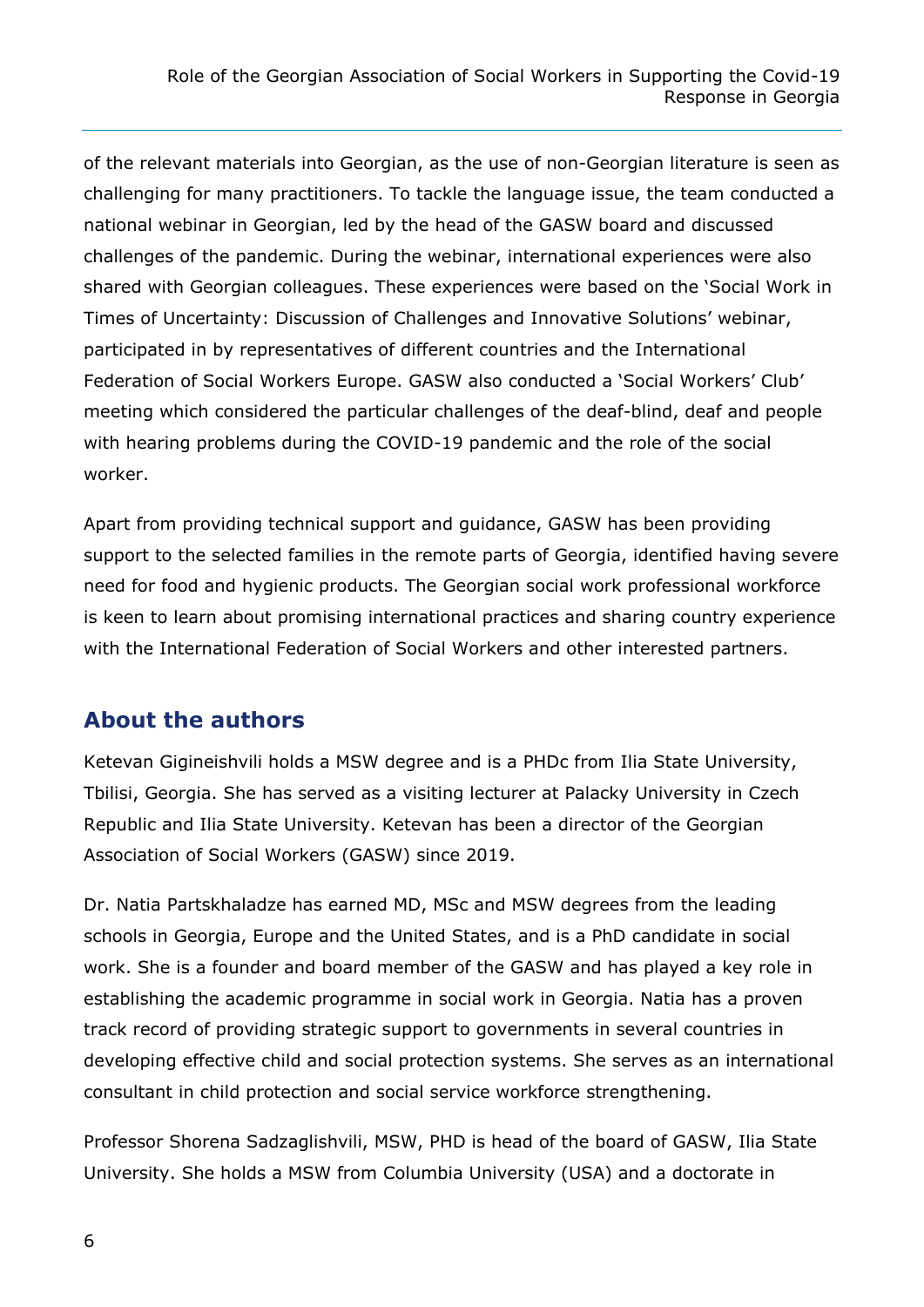of the relevant materials into Georgian, as the use of non-Georgian literature is seen as challenging for many practitioners. To tackle the language issue, the team conducted a national webinar in Georgian, led by the head of the GASW board and discussed challenges of the pandemic. During the webinar, international experiences were also shared with Georgian colleagues. These experiences were based on the 'Social Work in Times of Uncertainty: Discussion of Challenges and Innovative Solutions' webinar, participated in by representatives of different countries and the International Federation of Social Workers Europe. GASW also conducted a 'Social Workers' Club' meeting which considered the particular challenges of the deaf-blind, deaf and people with hearing problems during the COVID-19 pandemic and the role of the social worker.

Apart from providing technical support and guidance, GASW has been providing support to the selected families in the remote parts of Georgia, identified having severe need for food and hygienic products. The Georgian social work professional workforce is keen to learn about promising international practices and sharing country experience with the International Federation of Social Workers and other interested partners.

## About the authors

Ketevan Gigineishvili holds a MSW degree and is a PHDc from Ilia State University, Tbilisi, Georgia. She has served as a visiting lecturer at Palacky University in Czech Republic and Ilia State University. Ketevan has been a director of the Georgian Association of Social Workers (GASW) since 2019.

Dr. Natia Partskhaladze has earned MD, MSc and MSW degrees from the leading schools in Georgia, Europe and the United States, and is a PhD candidate in social work. She is a founder and board member of the GASW and has played a key role in establishing the academic programme in social work in Georgia. Natia has a proven track record of providing strategic support to governments in several countries in developing effective child and social protection systems. She serves as an international consultant in child protection and social service workforce strengthening.

Professor Shorena Sadzaglishvili, MSW, PHD is head of the board of GASW, Ilia State University. She holds a MSW from Columbia University (USA) and a doctorate in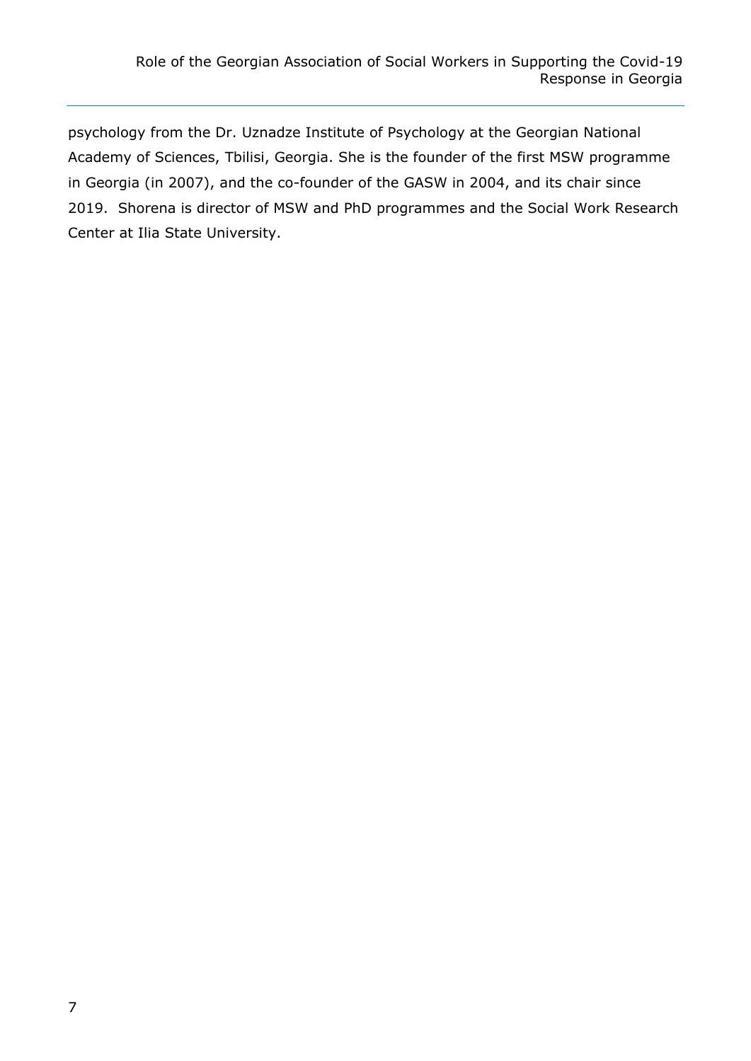psychology from the Dr. Uznadze Institute of Psychology at the Georgian National Academy of Sciences, Tbilisi, Georgia. She is the founder of the first MSW programme in Georgia (in 2007), and the co-founder of the GASW in 2004, and its chair since 2019. Shorena is director of MSW and PhD programmes and the Social Work Research Center at Ilia State University.